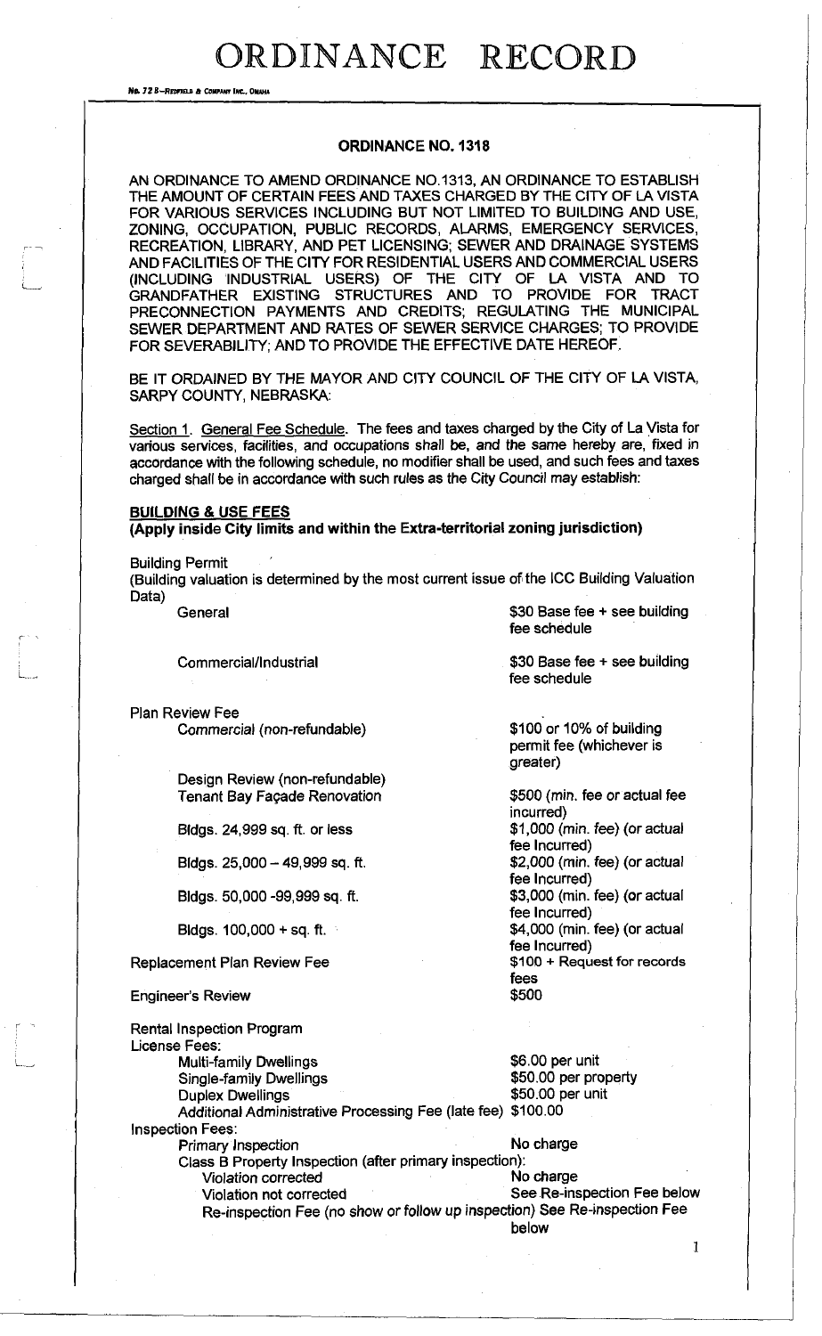# ORDINANCE RECORD

## ORDINANCE NO. 1318

AN ORDINANCE TO AMEND ORDINANCE NO.1313, AN ORDINANCE TO ESTABLISH THE AMOUNT OF CERTAIN FEES AND TAXES CHARGED BY THE CITY OF LA VISTA FOR VARIOUS SERVICES INCLUDING BUT NOT LIMITED TO BUILDING AND USE, ZONING, OCCUPATION, PUBLIC RECORDS, ALARMS, EMERGENCY SERVICES, RECREATION, LIBRARY, AND PET LICENSING; SEWER AND DRAINAGE SYSTEMS AND FACILITIES OF THE CITY FOR RESIDENTIAL USERS AND COMMERCIAL USERS (INCLUDING INDUSTRIAL USERS) OF THE CITY OF LA VISTA AND TO GRANDFATHER EXISTING STRUCTURES AND TO PROVIDE FOR TRACT PRECONNECTION PAYMENTS AND CREDITS; REGULATING THE MUNICIPAL SEWER DEPARTMENT AND RATES OF SEWER SERVICE CHARGES; TO PROVIDE FOR SEVERABILITY; AND TO PROVIDE THE EFFECTIVE DATE HEREOF.

BE IT ORDAINED BY THE MAYOR AND CITY COUNCIL OF THE CITY OF LA VISTA, SARPY COUNTY, NEBRASKA:

Section 1. General Fee Schedule. The fees and taxes charged by the City of La Vista for various services, facilities, and occupations shall be, and the same hereby are, fixed in accordance with the following schedule, no modifier shall be used, and such fees and taxes charged shall be in accordance with such rules as the City Council may establish:

**BUILDING & USE FEES**
**(Apply inside City limits and within the Extra-territorial zoning jurisdiction)**

Building Permit
(Building valuation is determined by the most current issue of the ICC Building Valuation Data)

| | |
|---|---|
| General | $30 Base fee + see building fee schedule |
| Commercial/Industrial | $30 Base fee + see building fee schedule |

Plan Review Fee

| | |
|---|---|
| Commercial (non-refundable) | $100 or 10% of building permit fee (whichever is greater) |
| Design Review (non-refundable) | |
| Tenant Bay Façade Renovation | $500 (min. fee or actual fee incurred) |
| Bldgs. 24,999 sq. ft. or less | $1,000 (min. fee) (or actual fee Incurred) |
| Bldgs. 25,000 – 49,999 sq. ft. | $2,000 (min. fee) (or actual fee Incurred) |
| Bldgs. 50,000 -99,999 sq. ft. | $3,000 (min. fee) (or actual fee Incurred) |
| Bldgs. 100,000 + sq. ft. | $4,000 (min. fee) (or actual fee Incurred) |
| Replacement Plan Review Fee | $100 + Request for records fees |
| Engineer's Review | $500 |

Rental Inspection Program
License Fees:

| | |
|---|---|
| Multi-family Dwellings | $6.00 per unit |
| Single-family Dwellings | $50.00 per property |
| Duplex Dwellings | $50.00 per unit |
| Additional Administrative Processing Fee (late fee) | $100.00 |

Inspection Fees:

| | |
|---|---|
| Primary Inspection | No charge |
| Class B Property Inspection (after primary inspection): | |
| Violation corrected | No charge |
| Violation not corrected | See Re-inspection Fee below |
| Re-inspection Fee (no show or follow up inspection) | See Re-inspection Fee below |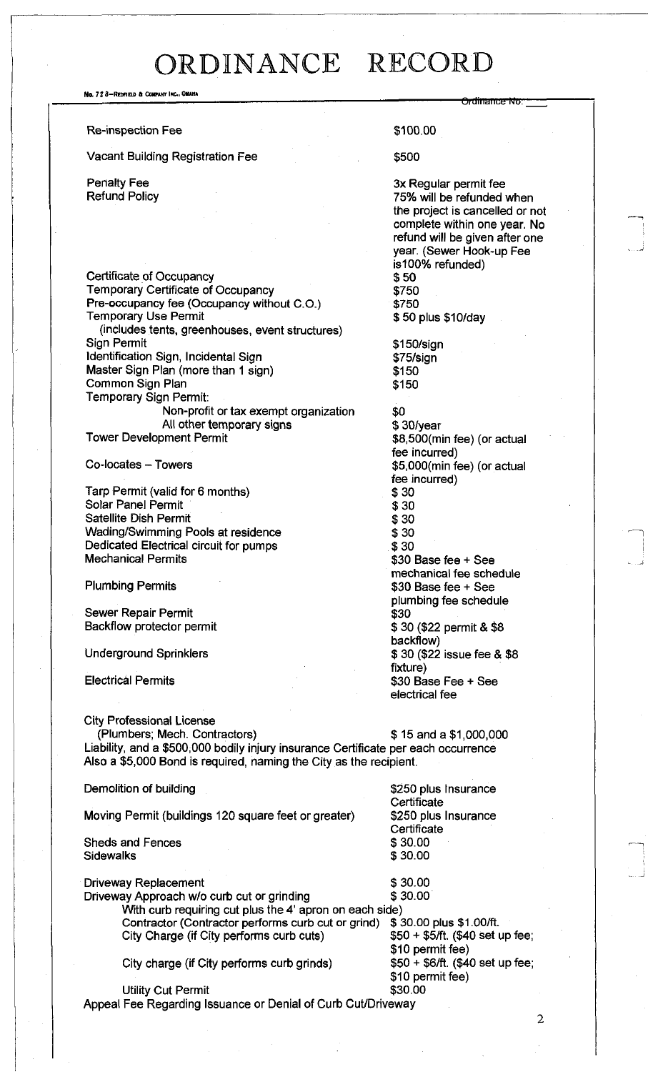# ORDINANCE RECORD

No. 72 8—REDFIELD & COMPANY INC., OMAHA

Ordinance No.

| | |
|---|---|
| Re-inspection Fee | $100.00 |
| Vacant Building Registration Fee | $500 |
| Penalty Fee | 3x Regular permit fee |
| Refund Policy | 75% will be refunded when the project is cancelled or not complete within one year. No refund will be given after one year. (Sewer Hook-up Fee is100% refunded) |
| Certificate of Occupancy | $ 50 |
| Temporary Certificate of Occupancy | $750 |
| Pre-occupancy fee (Occupancy without C.O.) | $750 |
| Temporary Use Permit (includes tents, greenhouses, event structures) | $ 50 plus $10/day |
| Sign Permit | $150/sign |
| Identification Sign, Incidental Sign | $75/sign |
| Master Sign Plan (more than 1 sign) | $150 |
| Common Sign Plan | $150 |
| Temporary Sign Permit: | |
| Non-profit or tax exempt organization | $0 |
| All other temporary signs | $ 30/year |
| Tower Development Permit | $8,500(min fee) (or actual fee incurred) |
| Co-locates – Towers | $5,000(min fee) (or actual fee incurred) |
| Tarp Permit (valid for 6 months) | $ 30 |
| Solar Panel Permit | $ 30 |
| Satellite Dish Permit | $ 30 |
| Wading/Swimming Pools at residence | $ 30 |
| Dedicated Electrical circuit for pumps | $ 30 |
| Mechanical Permits | $30 Base fee + See mechanical fee schedule |
| Plumbing Permits | $30 Base fee + See plumbing fee schedule |
| Sewer Repair Permit | $30 |
| Backflow protector permit | $ 30 ($22 permit & $8 backflow) |
| Underground Sprinklers | $ 30 ($22 issue fee & $8 fixture) |
| Electrical Permits | $30 Base Fee + See electrical fee |

City Professional License (Plumbers; Mech. Contractors) $ 15 and a $1,000,000 Liability, and a $500,000 bodily injury insurance Certificate per each occurrence Also a $5,000 Bond is required, naming the City as the recipient.

| | |
|---|---|
| Demolition of building | $250 plus Insurance Certificate |
| Moving Permit (buildings 120 square feet or greater) | $250 plus Insurance Certificate |
| Sheds and Fences | $ 30.00 |
| Sidewalks | $ 30.00 |
| Driveway Replacement | $ 30.00 |
| Driveway Approach w/o curb cut or grinding | $ 30.00 |
| With curb requiring cut plus the 4' apron on each side) | |
| Contractor (Contractor performs curb cut or grind) | $ 30.00 plus $1.00/ft. |
| City Charge (if City performs curb cuts) | $50 + $5/ft. ($40 set up fee; $10 permit fee) |
| City charge (if City performs curb grinds) | $50 + $6/ft. ($40 set up fee; $10 permit fee) |
| Utility Cut Permit | $30.00 |

Appeal Fee Regarding Issuance or Denial of Curb Cut/Driveway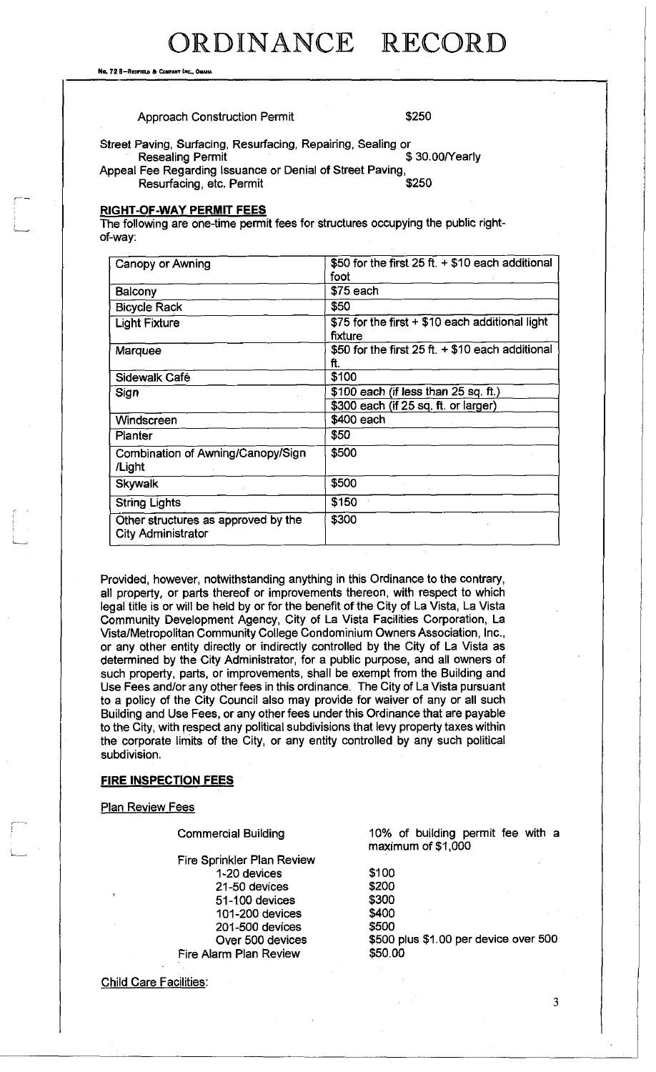Approach Construction Permit $250

Street Paving, Surfacing, Resurfacing, Repairing, Sealing or Resealing Permit $ 30.00/Yearly

Appeal Fee Regarding Issuance or Denial of Street Paving, Resurfacing, etc. Permit $250

**RIGHT-OF-WAY PERMIT FEES**

The following are one-time permit fees for structures occupying the public right-of-way:

| | |
|---|---|
| Canopy or Awning | $50 for the first 25 ft. + $10 each additional foot |
| Balcony | $75 each |
| Bicycle Rack | $50 |
| Light Fixture | $75 for the first + $10 each additional light fixture |
| Marquee | $50 for the first 25 ft. + $10 each additional ft. |
| Sidewalk Café | $100 |
| Sign | $100 each (if less than 25 sq. ft.)<br>$300 each (if 25 sq. ft. or larger) |
| Windscreen | $400 each |
| Planter | $50 |
| Combination of Awning/Canopy/Sign /Light | $500 |
| Skywalk | $500 |
| String Lights | $150 |
| Other structures as approved by the City Administrator | $300 |

Provided, however, notwithstanding anything in this Ordinance to the contrary, all property, or parts thereof or improvements thereon, with respect to which legal title is or will be held by or for the benefit of the City of La Vista, La Vista Community Development Agency, City of La Vista Facilities Corporation, La Vista/Metropolitan Community College Condominium Owners Association, Inc., or any other entity directly or indirectly controlled by the City of La Vista as determined by the City Administrator, for a public purpose, and all owners of such property, parts, or improvements, shall be exempt from the Building and Use Fees and/or any other fees in this ordinance. The City of La Vista pursuant to a policy of the City Council also may provide for waiver of any or all such Building and Use Fees, or any other fees under this Ordinance that are payable to the City, with respect any political subdivisions that levy property taxes within the corporate limits of the City, or any entity controlled by any such political subdivision.

**FIRE INSPECTION FEES**

Plan Review Fees

Commercial Building — 10% of building permit fee with a maximum of $1,000

Fire Sprinkler Plan Review
- 1-20 devices — $100
- 21-50 devices — $200
- 51-100 devices — $300
- 101-200 devices — $400
- 201-500 devices — $500
- Over 500 devices — $500 plus $1.00 per device over 500

Fire Alarm Plan Review — $50.00

Child Care Facilities: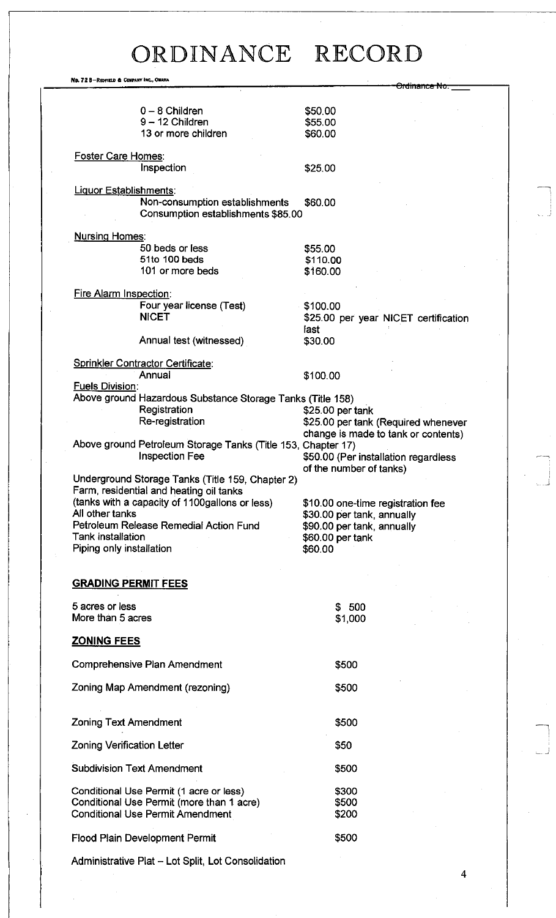# ORDINANCE RECORD

| | |
|---|---|
| 0 – 8 Children | $50.00 |
| 9 – 12 Children | $55.00 |
| 13 or more children | $60.00 |

<u>Foster Care Homes</u>:

| | |
|---|---|
| Inspection | $25.00 |

<u>Liquor Establishments</u>:

Non-consumption establishments $60.00
Consumption establishments $85.00

<u>Nursing Homes</u>:

| | |
|---|---|
| 50 beds or less | $55.00 |
| 51to 100 beds | $110.00 |
| 101 or more beds | $160.00 |

<u>Fire Alarm Inspection</u>:

| | |
|---|---|
| Four year license (Test) | $100.00 |
| NICET | $25.00 per year NICET certification last |
| Annual test (witnessed) | $30.00 |

<u>Sprinkler Contractor Certificate</u>:

| | |
|---|---|
| Annual | $100.00 |

<u>Fuels Division</u>:

Above ground Hazardous Substance Storage Tanks (Title 158)

| | |
|---|---|
| Registration | $25.00 per tank |
| Re-registration | $25.00 per tank (Required whenever change is made to tank or contents) |

Above ground Petroleum Storage Tanks (Title 153, Chapter 17)

| | |
|---|---|
| Inspection Fee | $50.00 (Per installation regardless of the number of tanks) |

Underground Storage Tanks (Title 159, Chapter 2)

| | |
|---|---|
| Farm, residential and heating oil tanks (tanks with a capacity of 1100gallons or less) | $10.00 one-time registration fee |
| All other tanks | $30.00 per tank, annually |
| Petroleum Release Remedial Action Fund | $90.00 per tank, annually |
| Tank installation | $60.00 per tank |
| Piping only installation | $60.00 |

**<u>GRADING PERMIT FEES</u>**

| | |
|---|---|
| 5 acres or less | $ 500 |
| More than 5 acres | $1,000 |

**<u>ZONING FEES</u>**

| | |
|---|---|
| Comprehensive Plan Amendment | $500 |
| Zoning Map Amendment (rezoning) | $500 |
| Zoning Text Amendment | $500 |
| Zoning Verification Letter | $50 |
| Subdivision Text Amendment | $500 |
| Conditional Use Permit (1 acre or less) | $300 |
| Conditional Use Permit (more than 1 acre) | $500 |
| Conditional Use Permit Amendment | $200 |
| Flood Plain Development Permit | $500 |

Administrative Plat – Lot Split, Lot Consolidation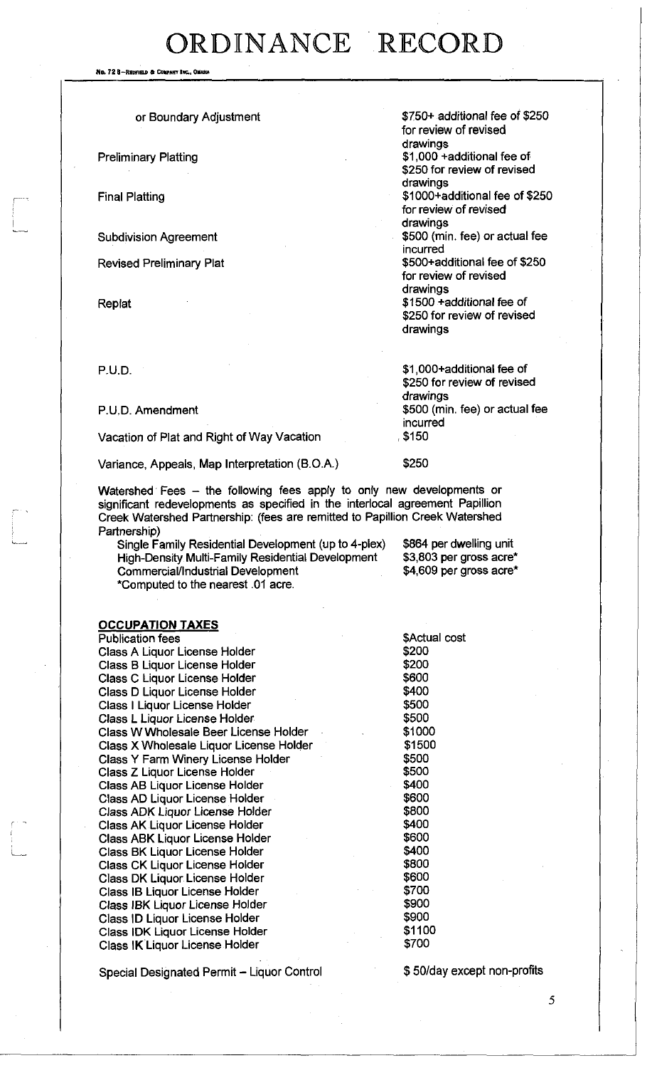# ORDINANCE RECORD

| | |
|---|---|
| or Boundary Adjustment | $750+ additional fee of $250 for review of revised drawings |
| Preliminary Platting | $1,000 +additional fee of $250 for review of revised drawings |
| Final Platting | $1000+additional fee of $250 for review of revised drawings |
| Subdivision Agreement | $500 (min. fee) or actual fee incurred |
| Revised Preliminary Plat | $500+additional fee of $250 for review of revised drawings |
| Replat | $1500 +additional fee of $250 for review of revised drawings |
| P.U.D. | $1,000+additional fee of $250 for review of revised drawings |
| P.U.D. Amendment | $500 (min. fee) or actual fee incurred |
| Vacation of Plat and Right of Way Vacation | $150 |
| Variance, Appeals, Map Interpretation (B.O.A.) | $250 |

Watershed Fees – the following fees apply to only new developments or significant redevelopments as specified in the interlocal agreement Papillion Creek Watershed Partnership: (fees are remitted to Papillion Creek Watershed Partnership)

| | |
|---|---|
| Single Family Residential Development (up to 4-plex) | $864 per dwelling unit |
| High-Density Multi-Family Residential Development | $3,803 per gross acre* |
| Commercial/Industrial Development | $4,609 per gross acre* |

*Computed to the nearest .01 acre.

**OCCUPATION TAXES**

| | |
|---|---|
| Publication fees | $Actual cost |
| Class A Liquor License Holder | $200 |
| Class B Liquor License Holder | $200 |
| Class C Liquor License Holder | $600 |
| Class D Liquor License Holder | $400 |
| Class I Liquor License Holder | $500 |
| Class L Liquor License Holder | $500 |
| Class W Wholesale Beer License Holder | $1000 |
| Class X Wholesale Liquor License Holder | $1500 |
| Class Y Farm Winery License Holder | $500 |
| Class Z Liquor License Holder | $500 |
| Class AB Liquor License Holder | $400 |
| Class AD Liquor License Holder | $600 |
| Class ADK Liquor License Holder | $800 |
| Class AK Liquor License Holder | $400 |
| Class ABK Liquor License Holder | $600 |
| Class BK Liquor License Holder | $400 |
| Class CK Liquor License Holder | $800 |
| Class DK Liquor License Holder | $600 |
| Class IB Liquor License Holder | $700 |
| Class IBK Liquor License Holder | $900 |
| Class ID Liquor License Holder | $900 |
| Class IDK Liquor License Holder | $1100 |
| Class IK Liquor License Holder | $700 |
| Special Designated Permit – Liquor Control | $ 50/day except non-profits |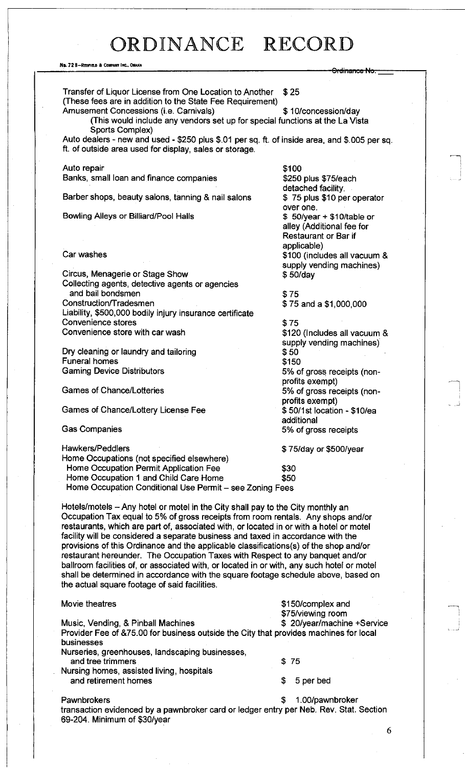# ORDINANCE RECORD

Transfer of Liquor License from One Location to Another $25
(These fees are in addition to the State Fee Requirement)

Amusement Concessions (i.e. Carnivals) $ 10/concession/day
(This would include any vendors set up for special functions at the La Vista Sports Complex)

Auto dealers - new and used - $250 plus $.01 per sq. ft. of inside area, and $.005 per sq. ft. of outside area used for display, sales or storage.

| | |
|---|---|
| Auto repair | $100 |
| Banks, small loan and finance companies | $250 plus $75/each detached facility. |
| Barber shops, beauty salons, tanning & nail salons | $ 75 plus $10 per operator over one. |
| Bowling Alleys or Billiard/Pool Halls | $ 50/year + $10/table or alley (Additional fee for Restaurant or Bar if applicable) |
| Car washes | $100 (includes all vacuum & supply vending machines) |
| Circus, Menagerie or Stage Show | $ 50/day |
| Collecting agents, detective agents or agencies and bail bondsmen | $75 |
| Construction/Tradesmen | $75 and a $1,000,000 |
| Liability, $500,000 bodily injury insurance certificate | |
| Convenience stores | $75 |
| Convenience store with car wash | $120 (Includes all vacuum & supply vending machines) |
| Dry cleaning or laundry and tailoring | $50 |
| Funeral homes | $150 |
| Gaming Device Distributors | 5% of gross receipts (non-profits exempt) |
| Games of Chance/Lotteries | 5% of gross receipts (non-profits exempt) |
| Games of Chance/Lottery License Fee | $ 50/1st location - $10/ea additional |
| Gas Companies | 5% of gross receipts |
| Hawkers/Peddlers | $75/day or $500/year |
| Home Occupations (not specified elsewhere) | |
| Home Occupation Permit Application Fee | $30 |
| Home Occupation 1 and Child Care Home | $50 |
| Home Occupation Conditional Use Permit – see Zoning Fees | |

Hotels/motels – Any hotel or motel in the City shall pay to the City monthly an Occupation Tax equal to 5% of gross receipts from room rentals. Any shops and/or restaurants, which are part of, associated with, or located in or with a hotel or motel facility will be considered a separate business and taxed in accordance with the provisions of this Ordinance and the applicable classifications(s) of the shop and/or restaurant hereunder. The Occupation Taxes with Respect to any banquet and/or ballroom facilities of, or associated with, or located in or with, any such hotel or motel shall be determined in accordance with the square footage schedule above, based on the actual square footage of said facilities.

| | |
|---|---|
| Movie theatres | $150/complex and $75/viewing room |
| Music, Vending, & Pinball Machines | $ 20/year/machine +Service |

Provider Fee of &75.00 for business outside the City that provides machines for local businesses

| | |
|---|---|
| Nurseries, greenhouses, landscaping businesses, and tree trimmers | $ 75 |
| Nursing homes, assisted living, hospitals and retirement homes | $ 5 per bed |
| Pawnbrokers | $ 1.00/pawnbroker |

transaction evidenced by a pawnbroker card or ledger entry per Neb. Rev. Stat. Section 69-204. Minimum of $30/year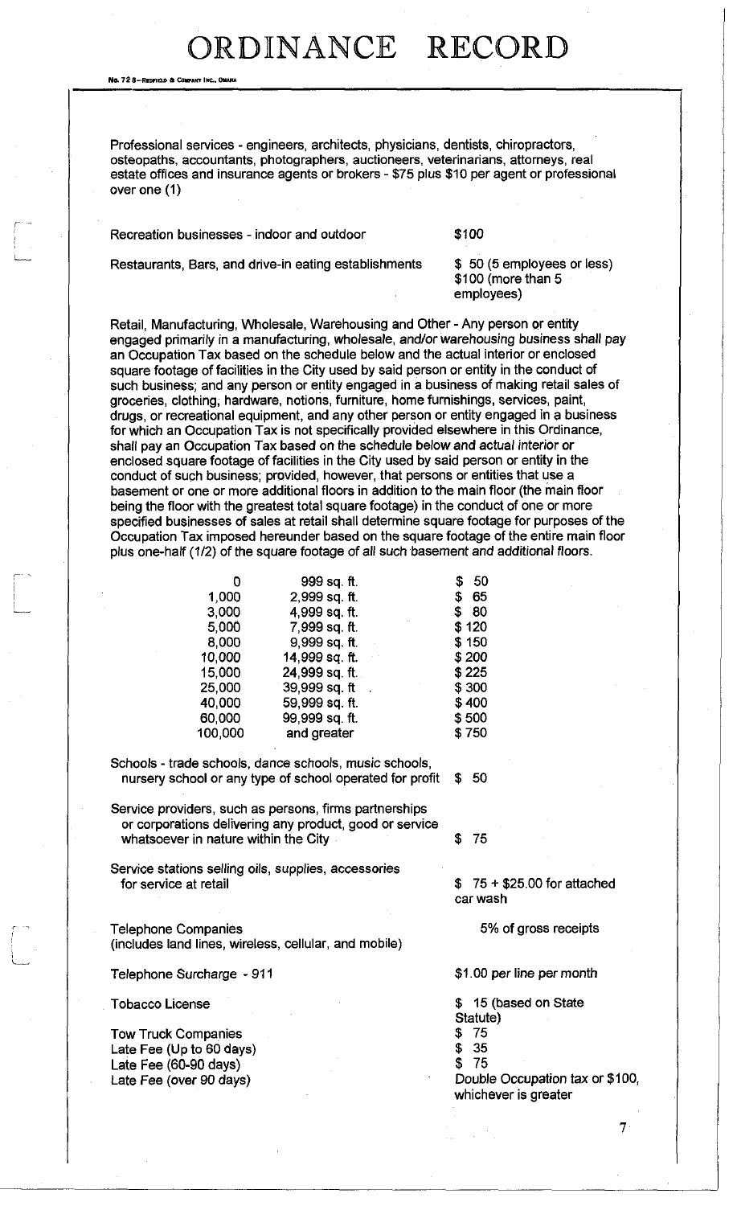Professional services - engineers, architects, physicians, dentists, chiropractors, osteopaths, accountants, photographers, auctioneers, veterinarians, attorneys, real estate offices and insurance agents or brokers - $75 plus $10 per agent or professional over one (1)

| | |
|---|---|
| Recreation businesses - indoor and outdoor | $100 |
| Restaurants, Bars, and drive-in eating establishments | $ 50 (5 employees or less)<br>$100 (more than 5 employees) |

Retail, Manufacturing, Wholesale, Warehousing and Other - Any person or entity engaged primarily in a manufacturing, wholesale, and/or warehousing business shall pay an Occupation Tax based on the schedule below and the actual interior or enclosed square footage of facilities in the City used by said person or entity in the conduct of such business; and any person or entity engaged in a business of making retail sales of groceries, clothing, hardware, notions, furniture, home furnishings, services, paint, drugs, or recreational equipment, and any other person or entity engaged in a business for which an Occupation Tax is not specifically provided elsewhere in this Ordinance, shall pay an Occupation Tax based on the schedule below and actual interior or enclosed square footage of facilities in the City used by said person or entity in the conduct of such business; provided, however, that persons or entities that use a basement or one or more additional floors in addition to the main floor (the main floor being the floor with the greatest total square footage) in the conduct of one or more specified businesses of sales at retail shall determine square footage for purposes of the Occupation Tax imposed hereunder based on the square footage of the entire main floor plus one-half (1/2) of the square footage of all such basement and additional floors.

| | | |
|---|---|---|
| 0 | 999 sq. ft. | $ 50 |
| 1,000 | 2,999 sq. ft. | $ 65 |
| 3,000 | 4,999 sq. ft. | $ 80 |
| 5,000 | 7,999 sq. ft. | $ 120 |
| 8,000 | 9,999 sq. ft. | $ 150 |
| 10,000 | 14,999 sq. ft. | $ 200 |
| 15,000 | 24,999 sq. ft. | $ 225 |
| 25,000 | 39,999 sq. ft | $ 300 |
| 40,000 | 59,999 sq. ft. | $ 400 |
| 60,000 | 99,999 sq. ft. | $ 500 |
| 100,000 | and greater | $ 750 |

| | |
|---|---|
| Schools - trade schools, dance schools, music schools, nursery school or any type of school operated for profit | $ 50 |
| Service providers, such as persons, firms partnerships or corporations delivering any product, good or service whatsoever in nature within the City | $ 75 |
| Service stations selling oils, supplies, accessories for service at retail | $ 75 + $25.00 for attached car wash |
| Telephone Companies (includes land lines, wireless, cellular, and mobile) | 5% of gross receipts |
| Telephone Surcharge - 911 | $1.00 per line per month |
| Tobacco License | $ 15 (based on State Statute) |
| Tow Truck Companies | $ 75 |
| Late Fee (Up to 60 days) | $ 35 |
| Late Fee (60-90 days) | $ 75 |
| Late Fee (over 90 days) | Double Occupation tax or $100, whichever is greater |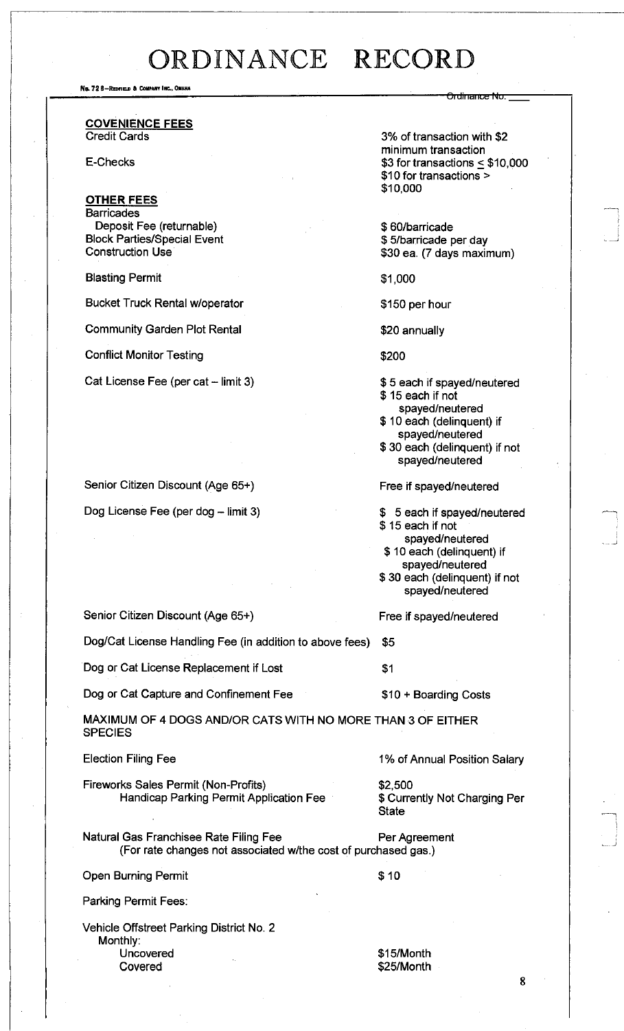# ORDINANCE RECORD

Ordinance No. ____

**COVENIENCE FEES**

| | |
|---|---|
| Credit Cards | 3% of transaction with $2 minimum transaction |
| E-Checks | $3 for transactions ≤ $10,000<br>$10 for transactions > $10,000 |

**OTHER FEES**

| | |
|---|---|
| Barricades | |
| Deposit Fee (returnable) | $ 60/barricade |
| Block Parties/Special Event | $ 5/barricade per day |
| Construction Use | $30 ea. (7 days maximum) |
| Blasting Permit | $1,000 |
| Bucket Truck Rental w/operator | $150 per hour |
| Community Garden Plot Rental | $20 annually |
| Conflict Monitor Testing | $200 |
| Cat License Fee (per cat – limit 3) | $ 5 each if spayed/neutered<br>$ 15 each if not spayed/neutered<br>$ 10 each (delinquent) if spayed/neutered<br>$ 30 each (delinquent) if not spayed/neutered |
| Senior Citizen Discount (Age 65+) | Free if spayed/neutered |
| Dog License Fee (per dog – limit 3) | $ 5 each if spayed/neutered<br>$ 15 each if not spayed/neutered<br>$ 10 each (delinquent) if spayed/neutered<br>$ 30 each (delinquent) if not spayed/neutered |
| Senior Citizen Discount (Age 65+) | Free if spayed/neutered |
| Dog/Cat License Handling Fee (in addition to above fees) | $5 |
| Dog or Cat License Replacement if Lost | $1 |
| Dog or Cat Capture and Confinement Fee | $10 + Boarding Costs |

MAXIMUM OF 4 DOGS AND/OR CATS WITH NO MORE THAN 3 OF EITHER SPECIES

| | |
|---|---|
| Election Filing Fee | 1% of Annual Position Salary |
| Fireworks Sales Permit (Non-Profits) | $2,500 |
| Handicap Parking Permit Application Fee | $ Currently Not Charging Per State |
| Natural Gas Franchisee Rate Filing Fee (For rate changes not associated w/the cost of purchased gas.) | Per Agreement |
| Open Burning Permit | $ 10 |

Parking Permit Fees:

Vehicle Offstreet Parking District No. 2

| Monthly: | |
|---|---|
| Uncovered | $15/Month |
| Covered | $25/Month |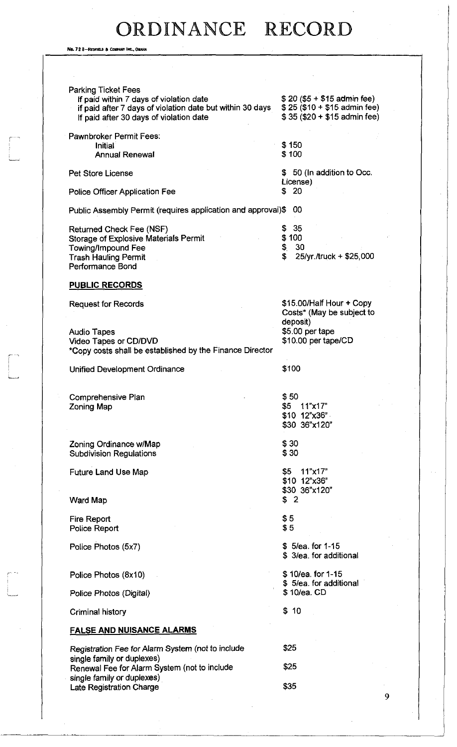# ORDINANCE RECORD

| | |
|---|---|
| Parking Ticket Fees | |
| If paid within 7 days of violation date | $ 20 ($5 + $15 admin fee) |
| if paid after 7 days of violation date but within 30 days | $ 25 ($10 + $15 admin fee) |
| If paid after 30 days of violation date | $ 35 ($20 + $15 admin fee) |
| Pawnbroker Permit Fees: | |
| Initial | $ 150 |
| Annual Renewal | $ 100 |
| Pet Store License | $ 50 (In addition to Occ. License) |
| Police Officer Application Fee | $ 20 |
| Public Assembly Permit (requires application and approval) | $ 00 |
| Returned Check Fee (NSF) | $ 35 |
| Storage of Explosive Materials Permit | $ 100 |
| Towing/Impound Fee | $ 30 |
| Trash Hauling Permit Performance Bond | $ 25/yr./truck + $25,000 |

## PUBLIC RECORDS

| | |
|---|---|
| Request for Records | $15.00/Half Hour + Copy Costs* (May be subject to deposit) |
| Audio Tapes | $5.00 per tape |
| Video Tapes or CD/DVD | $10.00 per tape/CD |
| *Copy costs shall be established by the Finance Director | |
| Unified Development Ordinance | $100 |
| Comprehensive Plan | $ 50 |
| Zoning Map | $5 11"x17"<br>$10 12"x36"<br>$30 36"x120" |
| Zoning Ordinance w/Map | $ 30 |
| Subdivision Regulations | $ 30 |
| Future Land Use Map | $5 11"x17"<br>$10 12"x36"<br>$30 36"x120" |
| Ward Map | $ 2 |
| Fire Report | $ 5 |
| Police Report | $ 5 |
| Police Photos (5x7) | $ 5/ea. for 1-15<br>$ 3/ea. for additional |
| Police Photos (8x10) | $ 10/ea. for 1-15<br>$ 5/ea. for additional |
| Police Photos (Digital) | $ 10/ea. CD |
| Criminal history | $ 10 |

## FALSE AND NUISANCE ALARMS

| | |
|---|---|
| Registration Fee for Alarm System (not to include single family or duplexes) | $25 |
| Renewal Fee for Alarm System (not to include single family or duplexes) | $25 |
| Late Registration Charge | $35 |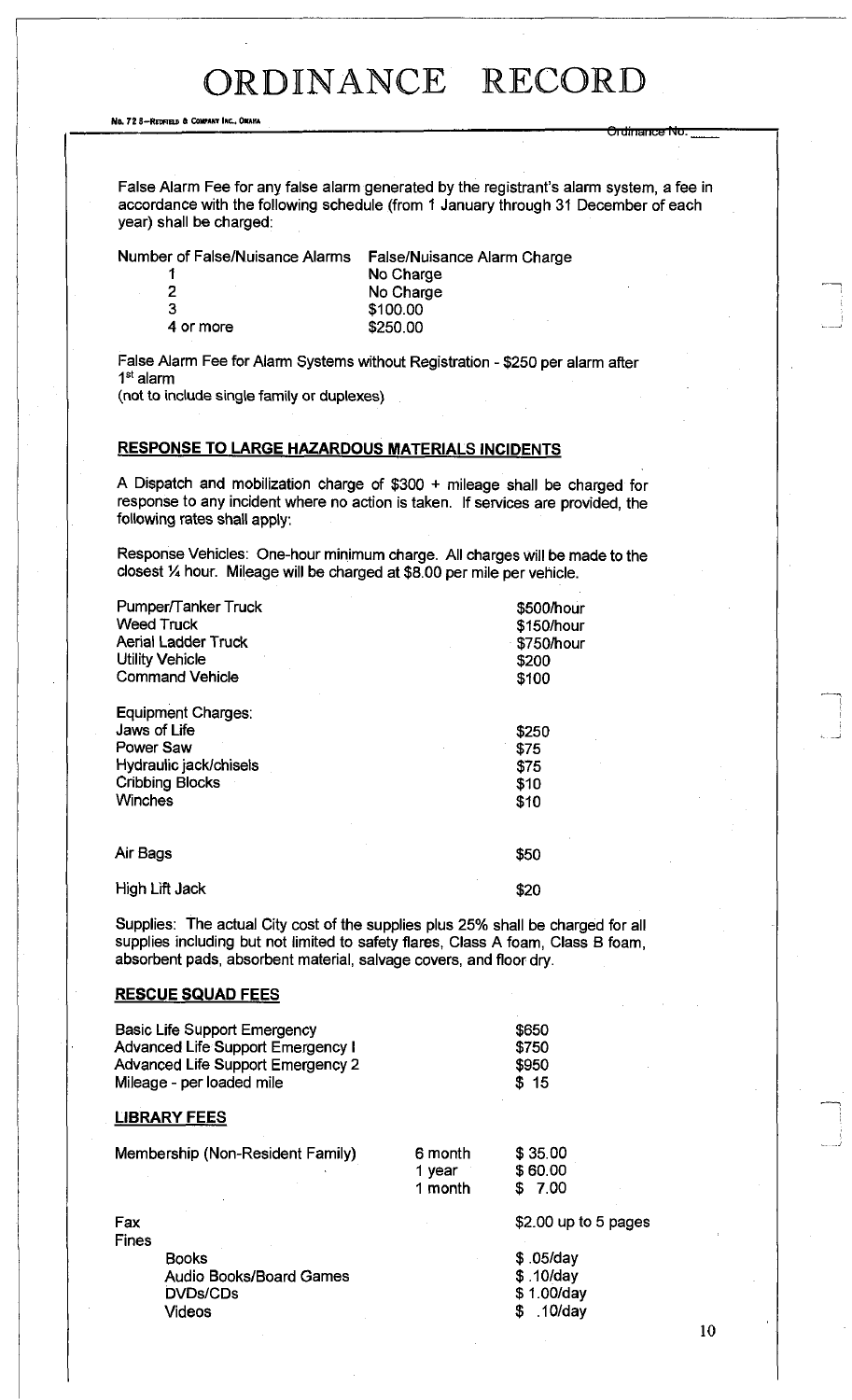False Alarm Fee for any false alarm generated by the registrant's alarm system, a fee in accordance with the following schedule (from 1 January through 31 December of each year) shall be charged:

| Number of False/Nuisance Alarms | False/Nuisance Alarm Charge |
|---|---|
| 1 | No Charge |
| 2 | No Charge |
| 3 | $100.00 |
| 4 or more | $250.00 |

False Alarm Fee for Alarm Systems without Registration - $250 per alarm after 1st alarm
(not to include single family or duplexes)

## RESPONSE TO LARGE HAZARDOUS MATERIALS INCIDENTS

A Dispatch and mobilization charge of $300 + mileage shall be charged for response to any incident where no action is taken. If services are provided, the following rates shall apply:

Response Vehicles: One-hour minimum charge. All charges will be made to the closest ¼ hour. Mileage will be charged at $8.00 per mile per vehicle.

| | |
|---|---|
| Pumper/Tanker Truck | $500/hour |
| Weed Truck | $150/hour |
| Aerial Ladder Truck | $750/hour |
| Utility Vehicle | $200 |
| Command Vehicle | $100 |

| Equipment Charges: | |
|---|---|
| Jaws of Life | $250 |
| Power Saw | $75 |
| Hydraulic jack/chisels | $75 |
| Cribbing Blocks | $10 |
| Winches | $10 |
| Air Bags | $50 |
| High Lift Jack | $20 |

Supplies: The actual City cost of the supplies plus 25% shall be charged for all supplies including but not limited to safety flares, Class A foam, Class B foam, absorbent pads, absorbent material, salvage covers, and floor dry.

## RESCUE SQUAD FEES

| | |
|---|---|
| Basic Life Support Emergency | $650 |
| Advanced Life Support Emergency I | $750 |
| Advanced Life Support Emergency 2 | $950 |
| Mileage - per loaded mile | $ 15 |

## LIBRARY FEES

| | | |
|---|---|---|
| Membership (Non-Resident Family) | 6 month | $ 35.00 |
| | 1 year | $ 60.00 |
| | 1 month | $ 7.00 |
| Fax | | $2.00 up to 5 pages |
| Fines | | |
| Books | | $ .05/day |
| Audio Books/Board Games | | $ .10/day |
| DVDs/CDs | | $ 1.00/day |
| Videos | | $ .10/day |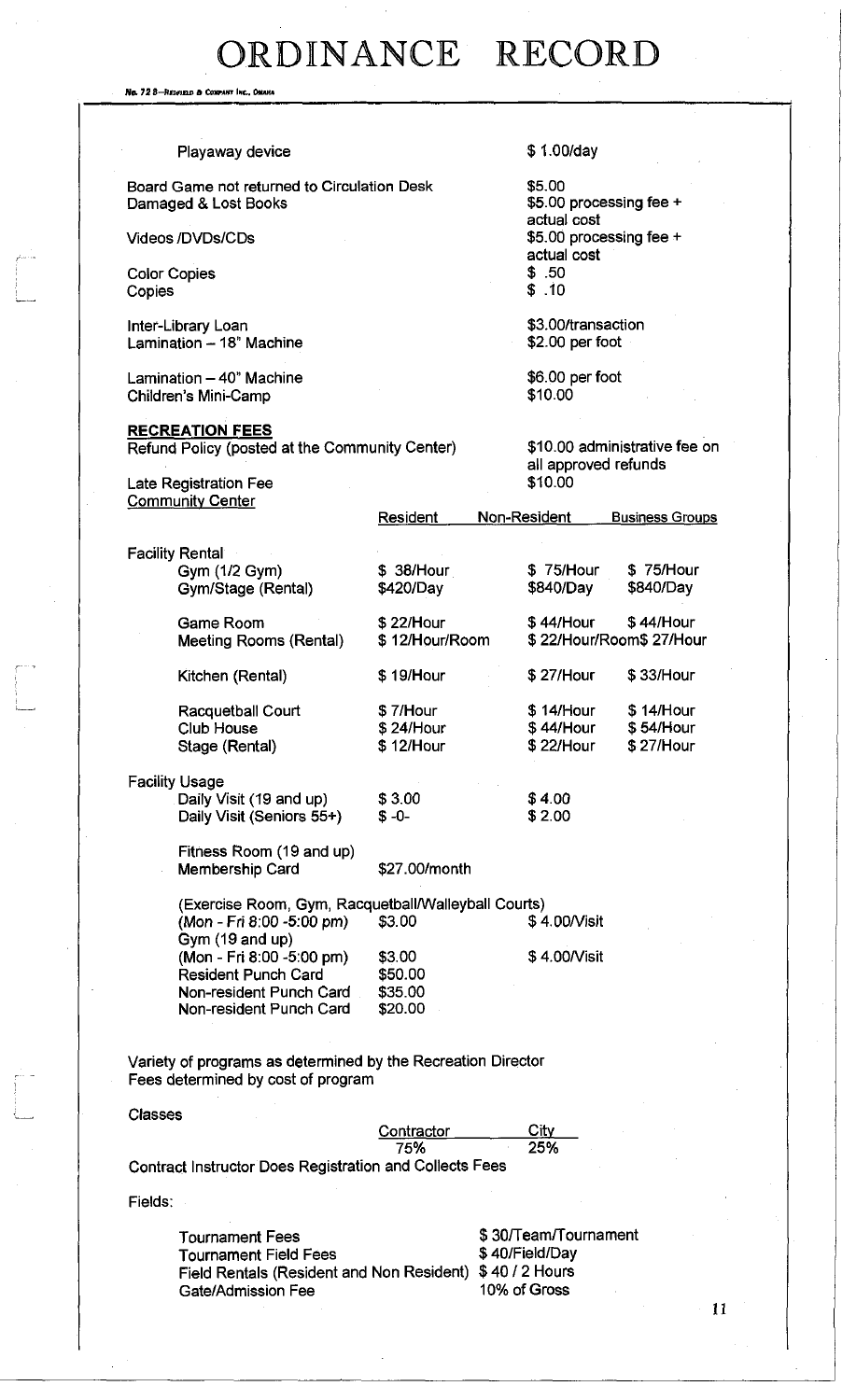| | |
|---|---|
| Playaway device | $ 1.00/day |
| Board Game not returned to Circulation Desk | $5.00 |
| Damaged & Lost Books | $5.00 processing fee + actual cost |
| Videos /DVDs/CDs | $5.00 processing fee + actual cost |
| Color Copies | $ .50 |
| Copies | $ .10 |
| Inter-Library Loan | $3.00/transaction |
| Lamination – 18" Machine | $2.00 per foot |
| Lamination – 40" Machine | $6.00 per foot |
| Children's Mini-Camp | $10.00 |

**RECREATION FEES**

| | |
|---|---|
| Refund Policy (posted at the Community Center) | $10.00 administrative fee on all approved refunds |
| Late Registration Fee | $10.00 |

Community Center

| | Resident | Non-Resident | Business Groups |
|---|---|---|---|
| **Facility Rental** | | | |
| Gym (1/2 Gym) | $ 38/Hour | $ 75/Hour | $ 75/Hour |
| Gym/Stage (Rental) | $420/Day | $840/Day | $840/Day |
| Game Room | $ 22/Hour | $ 44/Hour | $ 44/Hour |
| Meeting Rooms (Rental) | $ 12/Hour/Room | $ 22/Hour/Room | $ 27/Hour |
| Kitchen (Rental) | $ 19/Hour | $ 27/Hour | $ 33/Hour |
| Racquetball Court | $ 7/Hour | $ 14/Hour | $ 14/Hour |
| Club House | $ 24/Hour | $ 44/Hour | $ 54/Hour |
| Stage (Rental) | $ 12/Hour | $ 22/Hour | $ 27/Hour |
| **Facility Usage** | | | |
| Daily Visit (19 and up) | $ 3.00 | $ 4.00 | |
| Daily Visit (Seniors 55+) | $ -0- | $ 2.00 | |
| Fitness Room (19 and up) Membership Card | $27.00/month | | |
| (Exercise Room, Gym, Racquetball/Walleyball Courts) (Mon - Fri 8:00 -5:00 pm) | $3.00 | $ 4.00/Visit | |
| Gym (19 and up) (Mon - Fri 8:00 -5:00 pm) | $3.00 | $ 4.00/Visit | |
| Resident Punch Card | $50.00 | | |
| Non-resident Punch Card | $35.00 | | |
| Non-resident Punch Card | $20.00 | | |

Variety of programs as determined by the Recreation Director
Fees determined by cost of program

Classes

| Contractor | City |
|---|---|
| 75% | 25% |

Contract Instructor Does Registration and Collects Fees

Fields:

| | |
|---|---|
| Tournament Fees | $ 30/Team/Tournament |
| Tournament Field Fees | $ 40/Field/Day |
| Field Rentals (Resident and Non Resident) | $ 40 / 2 Hours |
| Gate/Admission Fee | 10% of Gross |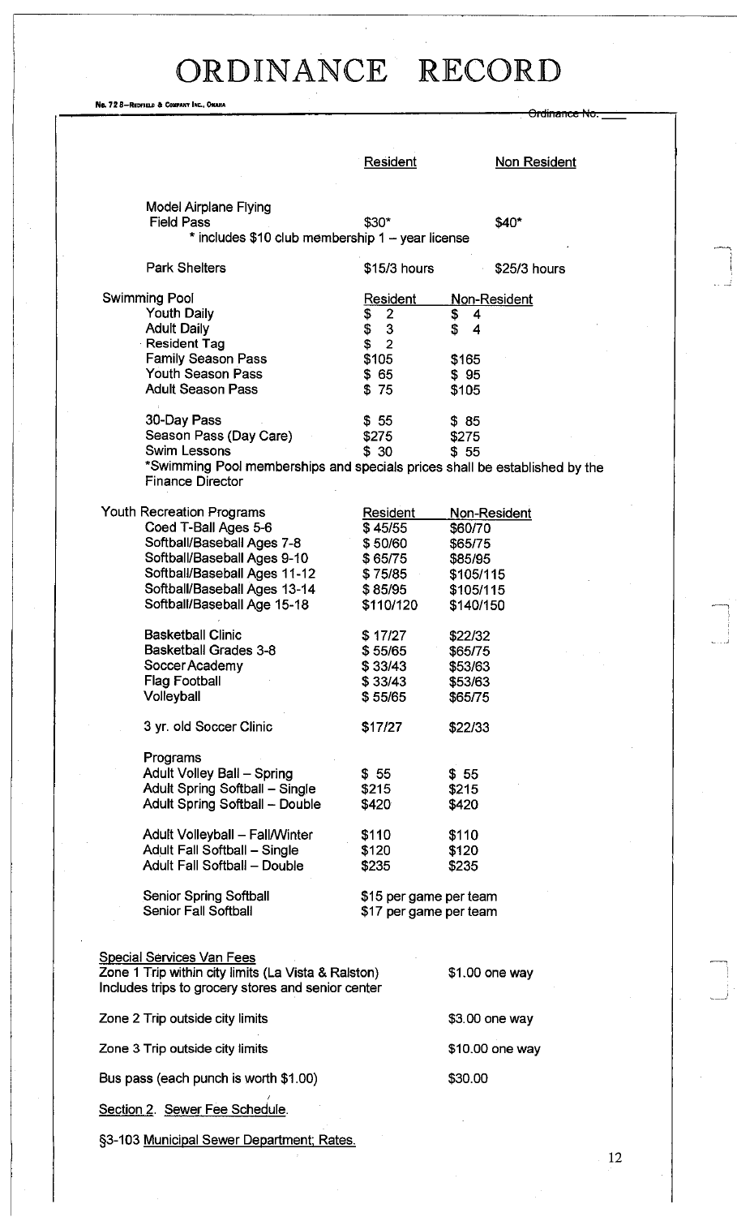# ORDINANCE RECORD

No. 72 8—REDFIELD & COMPANY INC., OMAHA

Ordinance No. \_\_\_\_

| | Resident | Non Resident |
|---|---|---|
| Model Airplane Flying Field Pass | $30* | $40* |
| * includes $10 club membership 1 – year license | | |
| Park Shelters | $15/3 hours | $25/3 hours |

| Swimming Pool | Resident | Non-Resident |
|---|---|---|
| Youth Daily | $ 2 | $ 4 |
| Adult Daily | $ 3 | $ 4 |
| Resident Tag | $ 2 | |
| Family Season Pass | $105 | $165 |
| Youth Season Pass | $ 65 | $ 95 |
| Adult Season Pass | $ 75 | $105 |
| 30-Day Pass | $ 55 | $ 85 |
| Season Pass (Day Care) | $275 | $275 |
| Swim Lessons | $ 30 | $ 55 |

*Swimming Pool memberships and specials prices shall be established by the Finance Director

| Youth Recreation Programs | Resident | Non-Resident |
|---|---|---|
| Coed T-Ball Ages 5-6 | $ 45/55 | $60/70 |
| Softball/Baseball Ages 7-8 | $ 50/60 | $65/75 |
| Softball/Baseball Ages 9-10 | $ 65/75 | $85/95 |
| Softball/Baseball Ages 11-12 | $ 75/85 | $105/115 |
| Softball/Baseball Ages 13-14 | $ 85/95 | $105/115 |
| Softball/Baseball Age 15-18 | $110/120 | $140/150 |
| Basketball Clinic | $ 17/27 | $22/32 |
| Basketball Grades 3-8 | $ 55/65 | $65/75 |
| Soccer Academy | $ 33/43 | $53/63 |
| Flag Football | $ 33/43 | $53/63 |
| Volleyball | $ 55/65 | $65/75 |
| 3 yr. old Soccer Clinic | $17/27 | $22/33 |

| Programs | | |
|---|---|---|
| Adult Volley Ball – Spring | $ 55 | $ 55 |
| Adult Spring Softball – Single | $215 | $215 |
| Adult Spring Softball – Double | $420 | $420 |
| Adult Volleyball – Fall/Winter | $110 | $110 |
| Adult Fall Softball – Single | $120 | $120 |
| Adult Fall Softball – Double | $235 | $235 |
| Senior Spring Softball | $15 per game per team | |
| Senior Fall Softball | $17 per game per team | |

Special Services Van Fees

| | |
|---|---|
| Zone 1 Trip within city limits (La Vista & Ralston) Includes trips to grocery stores and senior center | $1.00 one way |
| Zone 2 Trip outside city limits | $3.00 one way |
| Zone 3 Trip outside city limits | $10.00 one way |
| Bus pass (each punch is worth $1.00) | $30.00 |

Section 2. Sewer Fee Schedule.

§3-103 Municipal Sewer Department; Rates.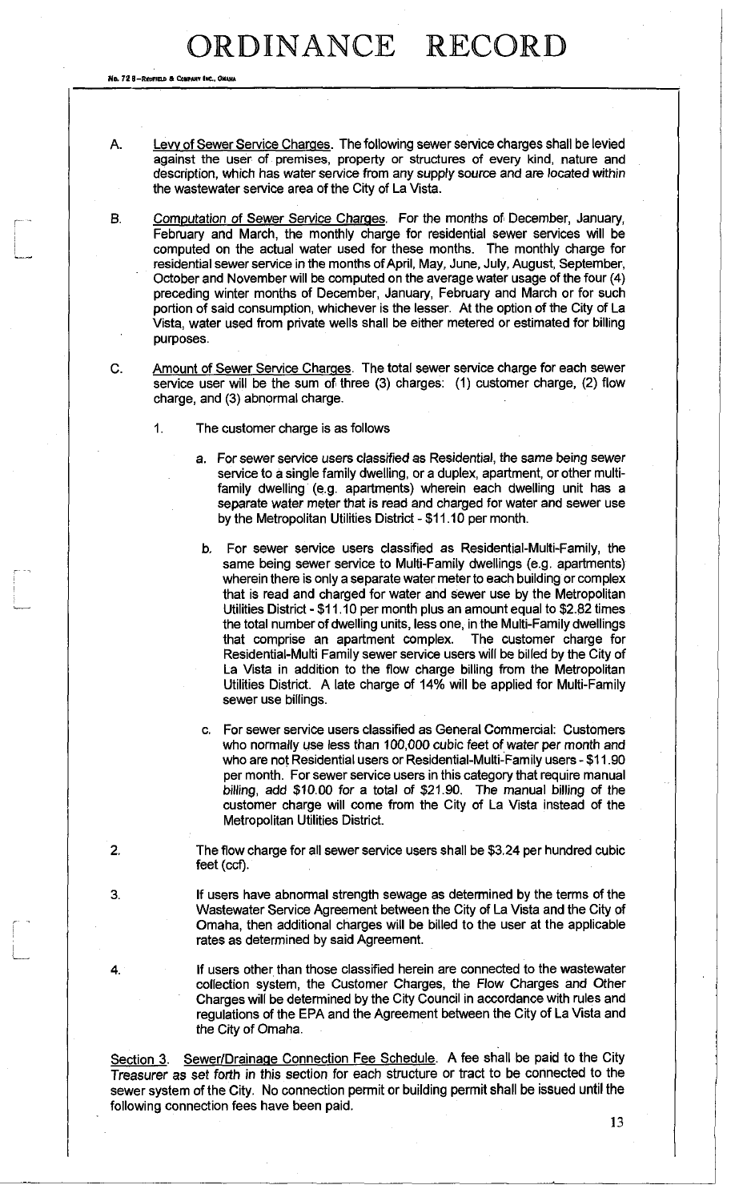A. Levy of Sewer Service Charges. The following sewer service charges shall be levied against the user of premises, property or structures of every kind, nature and description, which has water service from any supply source and are located within the wastewater service area of the City of La Vista.

B. Computation of Sewer Service Charges. For the months of December, January, February and March, the monthly charge for residential sewer services will be computed on the actual water used for these months. The monthly charge for residential sewer service in the months of April, May, June, July, August, September, October and November will be computed on the average water usage of the four (4) preceding winter months of December, January, February and March or for such portion of said consumption, whichever is the lesser. At the option of the City of La Vista, water used from private wells shall be either metered or estimated for billing purposes.

C. Amount of Sewer Service Charges. The total sewer service charge for each sewer service user will be the sum of three (3) charges: (1) customer charge, (2) flow charge, and (3) abnormal charge.

1. The customer charge is as follows

   a. For sewer service users classified as Residential, the same being sewer service to a single family dwelling, or a duplex, apartment, or other multi-family dwelling (e.g. apartments) wherein each dwelling unit has a separate water meter that is read and charged for water and sewer use by the Metropolitan Utilities District - $11.10 per month.

   b. For sewer service users classified as Residential-Multi-Family, the same being sewer service to Multi-Family dwellings (e.g. apartments) wherein there is only a separate water meter to each building or complex that is read and charged for water and sewer use by the Metropolitan Utilities District - $11.10 per month plus an amount equal to $2.82 times the total number of dwelling units, less one, in the Multi-Family dwellings that comprise an apartment complex. The customer charge for Residential-Multi Family sewer service users will be billed by the City of La Vista in addition to the flow charge billing from the Metropolitan Utilities District. A late charge of 14% will be applied for Multi-Family sewer use billings.

   c. For sewer service users classified as General Commercial: Customers who normally use less than 100,000 cubic feet of water per month and who are not Residential users or Residential-Multi-Family users - $11.90 per month. For sewer service users in this category that require manual billing, add $10.00 for a total of $21.90. The manual billing of the customer charge will come from the City of La Vista instead of the Metropolitan Utilities District.

2. The flow charge for all sewer service users shall be $3.24 per hundred cubic feet (ccf).

3. If users have abnormal strength sewage as determined by the terms of the Wastewater Service Agreement between the City of La Vista and the City of Omaha, then additional charges will be billed to the user at the applicable rates as determined by said Agreement.

4. If users other than those classified herein are connected to the wastewater collection system, the Customer Charges, the Flow Charges and Other Charges will be determined by the City Council in accordance with rules and regulations of the EPA and the Agreement between the City of La Vista and the City of Omaha.

Section 3. Sewer/Drainage Connection Fee Schedule. A fee shall be paid to the City Treasurer as set forth in this section for each structure or tract to be connected to the sewer system of the City. No connection permit or building permit shall be issued until the following connection fees have been paid.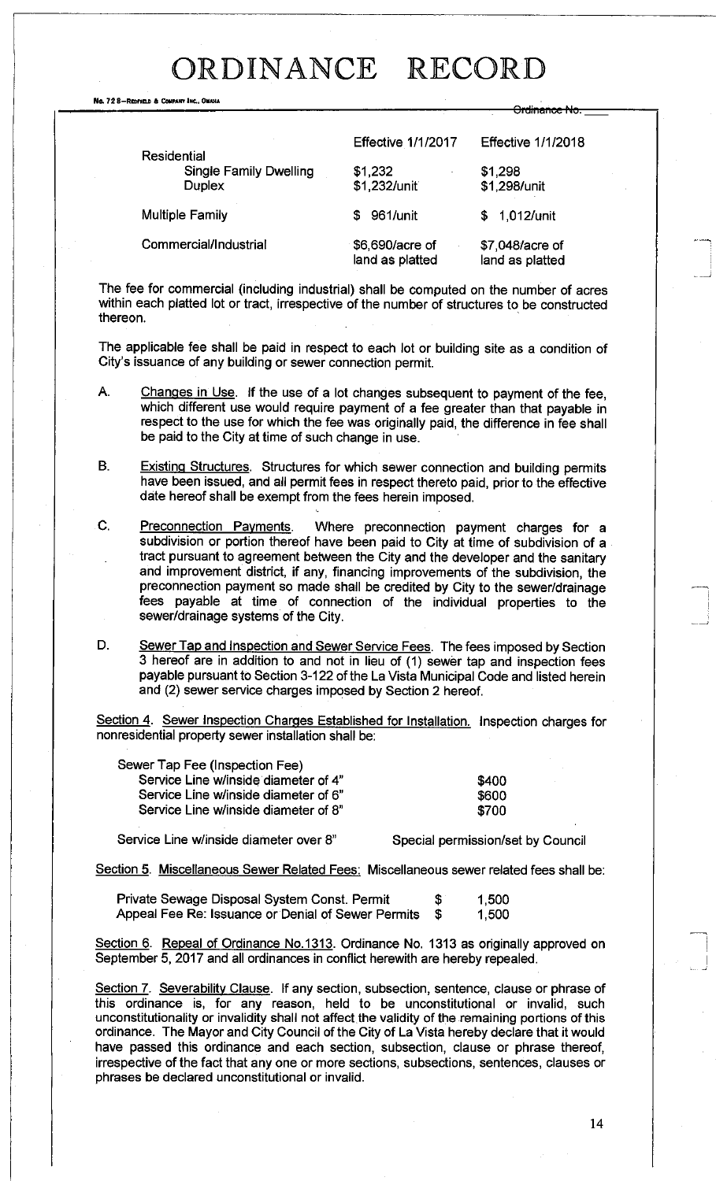# ORDINANCE RECORD

| | Effective 1/1/2017 | Effective 1/1/2018 |
|---|---|---|
| Residential | | |
| Single Family Dwelling | $1,232 | $1,298 |
| Duplex | $1,232/unit | $1,298/unit |
| Multiple Family | $ 961/unit | $ 1,012/unit |
| Commercial/Industrial | $6,690/acre of land as platted | $7,048/acre of land as platted |

The fee for commercial (including industrial) shall be computed on the number of acres within each platted lot or tract, irrespective of the number of structures to be constructed thereon.

The applicable fee shall be paid in respect to each lot or building site as a condition of City's issuance of any building or sewer connection permit.

A. Changes in Use. If the use of a lot changes subsequent to payment of the fee, which different use would require payment of a fee greater than that payable in respect to the use for which the fee was originally paid, the difference in fee shall be paid to the City at time of such change in use.

B. Existing Structures. Structures for which sewer connection and building permits have been issued, and all permit fees in respect thereto paid, prior to the effective date hereof shall be exempt from the fees herein imposed.

C. Preconnection Payments. Where preconnection payment charges for a subdivision or portion thereof have been paid to City at time of subdivision of a tract pursuant to agreement between the City and the developer and the sanitary and improvement district, if any, financing improvements of the subdivision, the preconnection payment so made shall be credited by City to the sewer/drainage fees payable at time of connection of the individual properties to the sewer/drainage systems of the City.

D. Sewer Tap and Inspection and Sewer Service Fees. The fees imposed by Section 3 hereof are in addition to and not in lieu of (1) sewer tap and inspection fees payable pursuant to Section 3-122 of the La Vista Municipal Code and listed herein and (2) sewer service charges imposed by Section 2 hereof.

Section 4. Sewer Inspection Charges Established for Installation. Inspection charges for nonresidential property sewer installation shall be:

| Sewer Tap Fee (Inspection Fee) | |
|---|---|
| Service Line w/inside diameter of 4" | $400 |
| Service Line w/inside diameter of 6" | $600 |
| Service Line w/inside diameter of 8" | $700 |
| Service Line w/inside diameter over 8" | Special permission/set by Council |

Section 5. Miscellaneous Sewer Related Fees: Miscellaneous sewer related fees shall be:

| | |
|---|---|
| Private Sewage Disposal System Const. Permit | $ 1,500 |
| Appeal Fee Re: Issuance or Denial of Sewer Permits | $ 1,500 |

Section 6. Repeal of Ordinance No.1313. Ordinance No. 1313 as originally approved on September 5, 2017 and all ordinances in conflict herewith are hereby repealed.

Section 7. Severability Clause. If any section, subsection, sentence, clause or phrase of this ordinance is, for any reason, held to be unconstitutional or invalid, such unconstitutionality or invalidity shall not affect the validity of the remaining portions of this ordinance. The Mayor and City Council of the City of La Vista hereby declare that it would have passed this ordinance and each section, subsection, clause or phrase thereof, irrespective of the fact that any one or more sections, subsections, sentences, clauses or phrases be declared unconstitutional or invalid.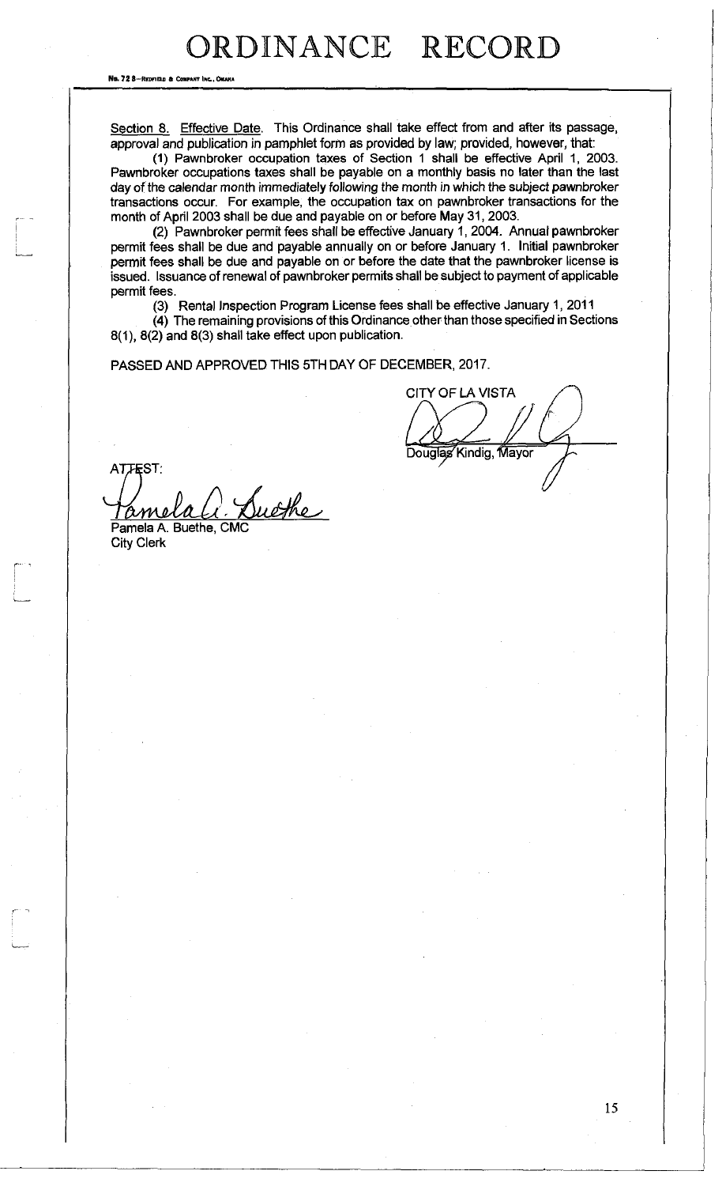Section 8. Effective Date. This Ordinance shall take effect from and after its passage, approval and publication in pamphlet form as provided by law; provided, however, that:

(1) Pawnbroker occupation taxes of Section 1 shall be effective April 1, 2003. Pawnbroker occupations taxes shall be payable on a monthly basis no later than the last day of the calendar month immediately following the month in which the subject pawnbroker transactions occur. For example, the occupation tax on pawnbroker transactions for the month of April 2003 shall be due and payable on or before May 31, 2003.

(2) Pawnbroker permit fees shall be effective January 1, 2004. Annual pawnbroker permit fees shall be due and payable annually on or before January 1. Initial pawnbroker permit fees shall be due and payable on or before the date that the pawnbroker license is issued. Issuance of renewal of pawnbroker permits shall be subject to payment of applicable permit fees.

(3) Rental Inspection Program License fees shall be effective January 1, 2011

(4) The remaining provisions of this Ordinance other than those specified in Sections 8(1), 8(2) and 8(3) shall take effect upon publication.

PASSED AND APPROVED THIS 5TH DAY OF DECEMBER, 2017.

CITY OF LA VISTA

Douglas Kindig, Mayor

ATTEST:

Pamela A. Buethe, CMC
City Clerk